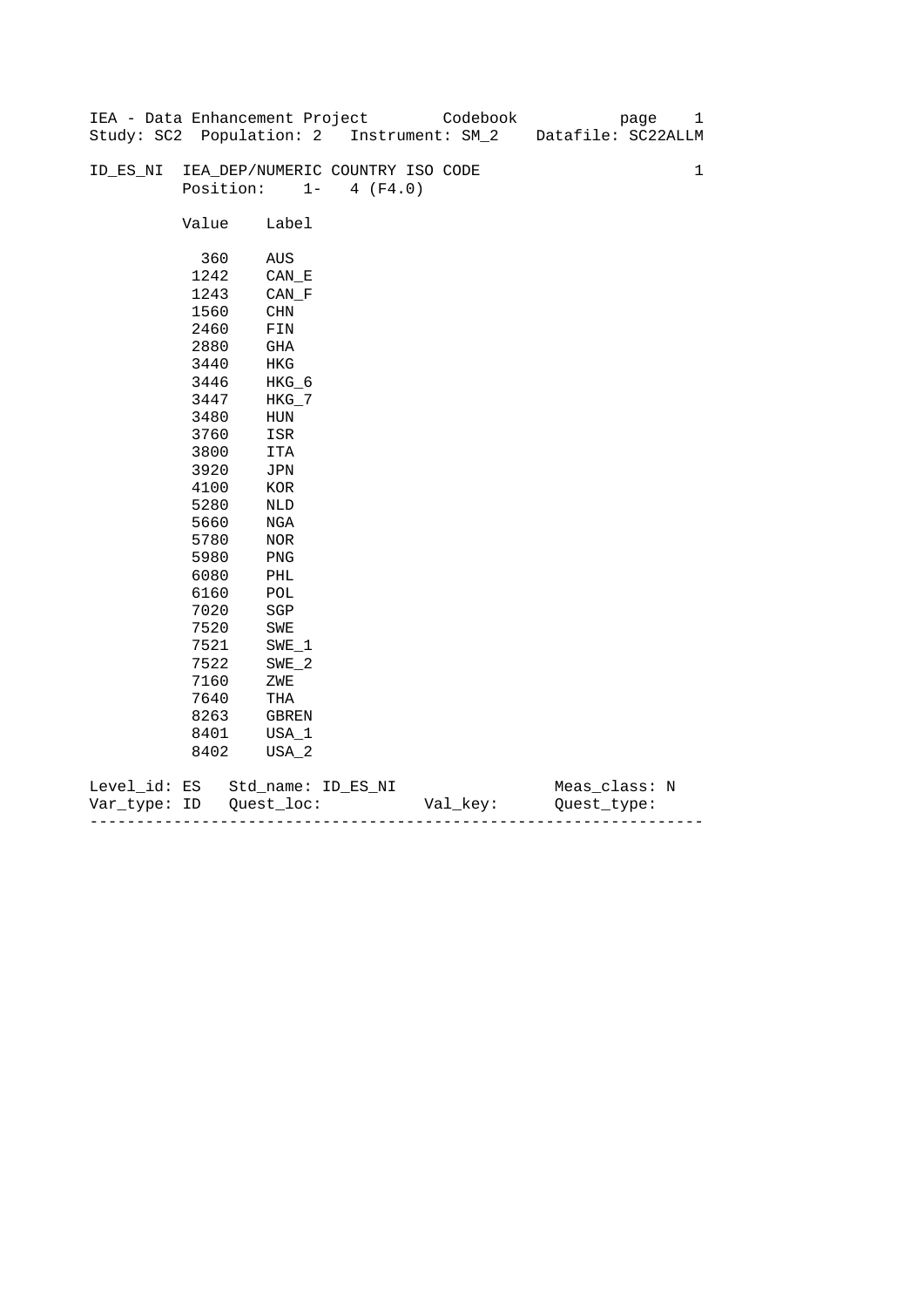IEA - Data Enhancement Project Codebook
Study: SC2 Population: 2 Instrument: SM_2 Datafile: SC22ALLM

ID_ES_NI IEA_DEP/NUMERIC COUNTRY ISO CODE 1
Position: 1- 4 (F4.0)

| Value | Label |
|---|---|
| 360 | AUS |
| 1242 | CAN_E |
| 1243 | CAN_F |
| 1560 | CHN |
| 2460 | FIN |
| 2880 | GHA |
| 3440 | HKG |
| 3446 | HKG_6 |
| 3447 | HKG_7 |
| 3480 | HUN |
| 3760 | ISR |
| 3800 | ITA |
| 3920 | JPN |
| 4100 | KOR |
| 5280 | NLD |
| 5660 | NGA |
| 5780 | NOR |
| 5980 | PNG |
| 6080 | PHL |
| 6160 | POL |
| 7020 | SGP |
| 7520 | SWE |
| 7521 | SWE_1 |
| 7522 | SWE_2 |
| 7160 | ZWE |
| 7640 | THA |
| 8263 | GBREN |
| 8401 | USA_1 |
| 8402 | USA_2 |

Level_id: ES Std_name: ID_ES_NI Meas_class: N
Var_type: ID Quest_loc: Val_key: Quest_type:

---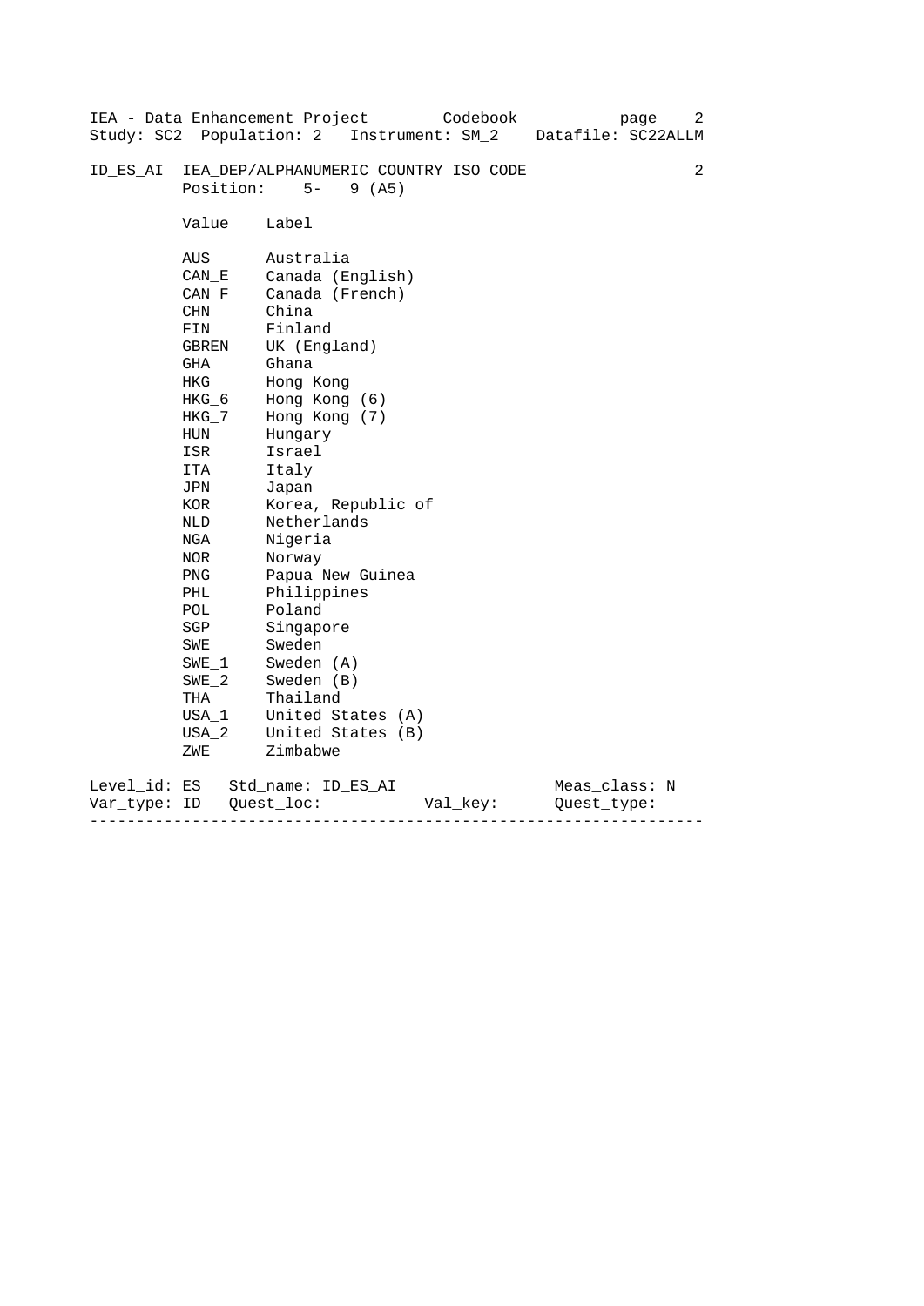IEA - Data Enhancement Project Codebook
Study: SC2 Population: 2 Instrument: SM_2 Datafile: SC22ALLM

ID_ES_AI IEA_DEP/ALPHANUMERIC COUNTRY ISO CODE 2
Position: 5- 9 (A5)

| Value | Label |
|---|---|
| AUS | Australia |
| CAN_E | Canada (English) |
| CAN_F | Canada (French) |
| CHN | China |
| FIN | Finland |
| GBREN | UK (England) |
| GHA | Ghana |
| HKG | Hong Kong |
| HKG_6 | Hong Kong (6) |
| HKG_7 | Hong Kong (7) |
| HUN | Hungary |
| ISR | Israel |
| ITA | Italy |
| JPN | Japan |
| KOR | Korea, Republic of |
| NLD | Netherlands |
| NGA | Nigeria |
| NOR | Norway |
| PNG | Papua New Guinea |
| PHL | Philippines |
| POL | Poland |
| SGP | Singapore |
| SWE | Sweden |
| SWE_1 | Sweden (A) |
| SWE_2 | Sweden (B) |
| THA | Thailand |
| USA_1 | United States (A) |
| USA_2 | United States (B) |
| ZWE | Zimbabwe |

Level_id: ES Std_name: ID_ES_AI Meas_class: N
Var_type: ID Quest_loc: Val_key: Quest_type:

---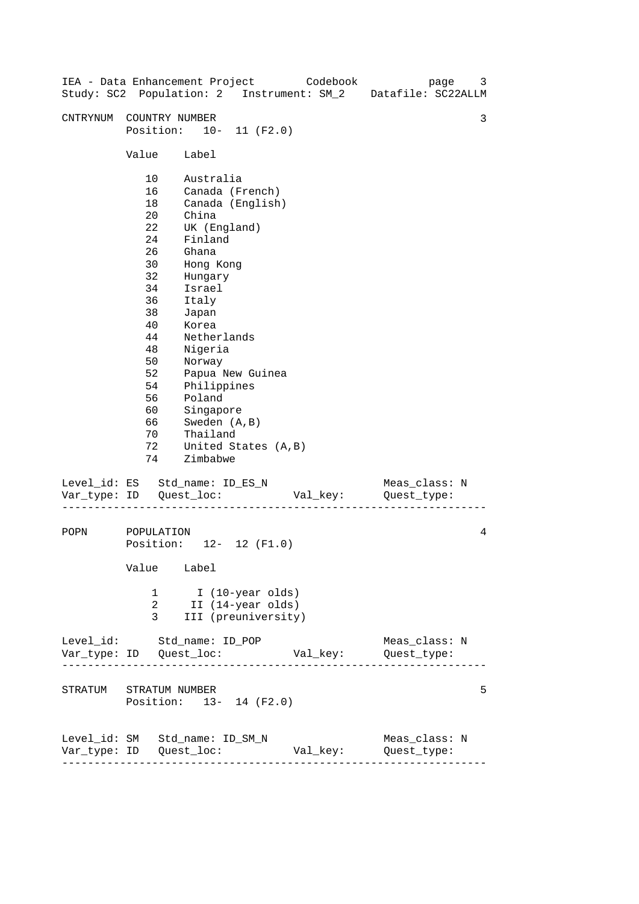**CNTRYNUM** COUNTRY NUMBER — 3

Position: 10- 11 (F2.0)

| Value | Label |
|---|---|
| 10 | Australia |
| 16 | Canada (French) |
| 18 | Canada (English) |
| 20 | China |
| 22 | UK (England) |
| 24 | Finland |
| 26 | Ghana |
| 30 | Hong Kong |
| 32 | Hungary |
| 34 | Israel |
| 36 | Italy |
| 38 | Japan |
| 40 | Korea |
| 44 | Netherlands |
| 48 | Nigeria |
| 50 | Norway |
| 52 | Papua New Guinea |
| 54 | Philippines |
| 56 | Poland |
| 60 | Singapore |
| 66 | Sweden (A,B) |
| 70 | Thailand |
| 72 | United States (A,B) |
| 74 | Zimbabwe |

Level_id: ES   Std_name: ID_ES_N   Meas_class: N
Var_type: ID   Quest_loc:   Val_key:   Quest_type:

---

**POPN** POPULATION — 4

Position: 12- 12 (F1.0)

| Value | Label |
|---|---|
| 1 | I (10-year olds) |
| 2 | II (14-year olds) |
| 3 | III (preuniversity) |

Level_id:   Std_name: ID_POP   Meas_class: N
Var_type: ID   Quest_loc:   Val_key:   Quest_type:

---

**STRATUM** STRATUM NUMBER — 5

Position: 13- 14 (F2.0)

Level_id: SM   Std_name: ID_SM_N   Meas_class: N
Var_type: ID   Quest_loc:   Val_key:   Quest_type:

---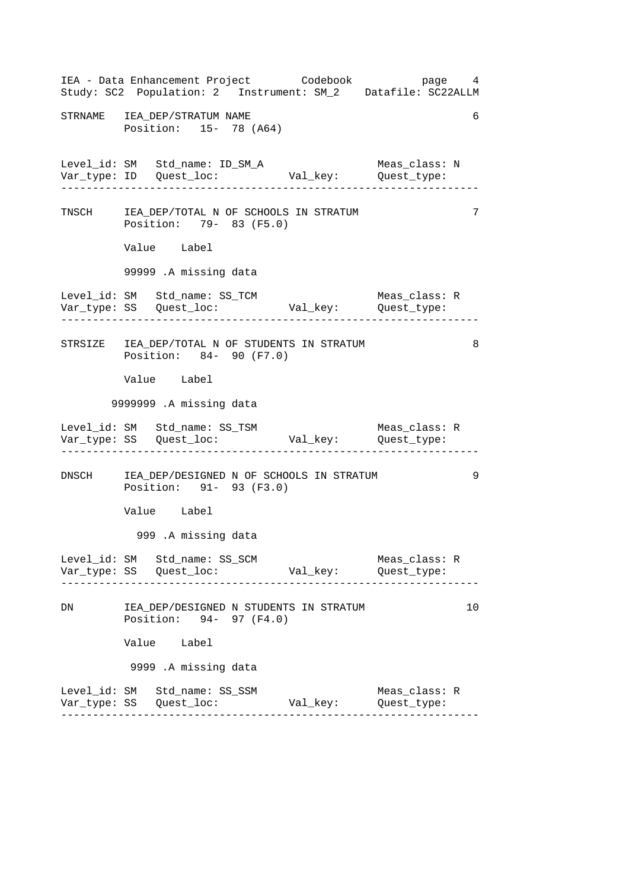```
STRNAME   IEA_DEP/STRATUM NAME                                      6
          Position:   15- 78 (A64)


Level_id: SM   Std_name: ID_SM_A                    Meas_class: N
Var_type: ID   Quest_loc:           Val_key:        Quest_type:
-----------------------------------------------------------------

TNSCH     IEA_DEP/TOTAL N OF SCHOOLS IN STRATUM                     7
          Position:   79- 83 (F5.0)

          Value    Label

          99999 .A missing data

Level_id: SM   Std_name: SS_TCM                     Meas_class: R
Var_type: SS   Quest_loc:           Val_key:        Quest_type:
-----------------------------------------------------------------

STRSIZE   IEA_DEP/TOTAL N OF STUDENTS IN STRATUM                    8
          Position:   84- 90 (F7.0)

          Value    Label

        9999999 .A missing data

Level_id: SM   Std_name: SS_TSM                     Meas_class: R
Var_type: SS   Quest_loc:           Val_key:        Quest_type:
-----------------------------------------------------------------

DNSCH     IEA_DEP/DESIGNED N OF SCHOOLS IN STRATUM                  9
          Position:   91- 93 (F3.0)

          Value    Label

            999 .A missing data

Level_id: SM   Std_name: SS_SCM                     Meas_class: R
Var_type: SS   Quest_loc:           Val_key:        Quest_type:
-----------------------------------------------------------------

DN        IEA_DEP/DESIGNED N STUDENTS IN STRATUM                   10
          Position:   94- 97 (F4.0)

          Value    Label

           9999 .A missing data

Level_id: SM   Std_name: SS_SSM                     Meas_class: R
Var_type: SS   Quest_loc:           Val_key:        Quest_type:
-----------------------------------------------------------------
```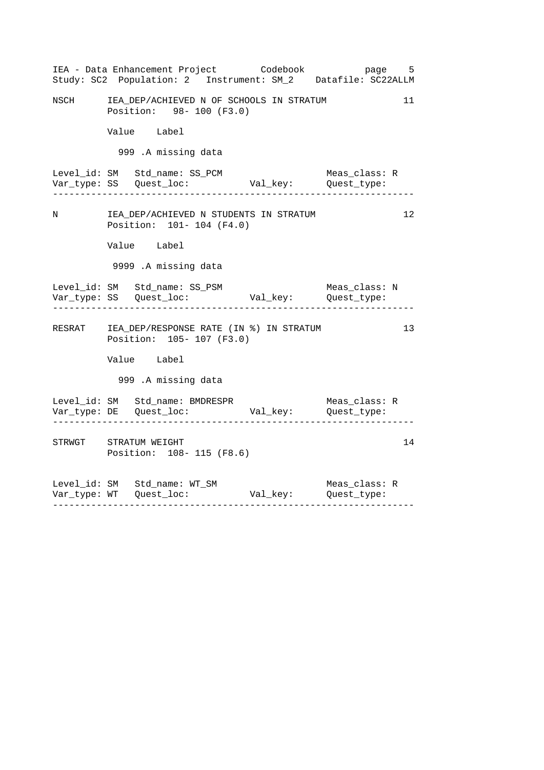```
NSCH      IEA_DEP/ACHIEVED N OF SCHOOLS IN STRATUM              11
          Position:   98- 100 (F3.0)

          Value    Label

            999 .A missing data

Level_id: SM   Std_name: SS_PCM                       Meas_class: R
Var_type: SS   Quest_loc:           Val_key:       Quest_type:
-----------------------------------------------------------------

N         IEA_DEP/ACHIEVED N STUDENTS IN STRATUM                12
          Position:  101- 104 (F4.0)

          Value    Label

           9999 .A missing data

Level_id: SM   Std_name: SS_PSM                       Meas_class: N
Var_type: SS   Quest_loc:           Val_key:       Quest_type:
-----------------------------------------------------------------

RESRAT    IEA_DEP/RESPONSE RATE (IN %) IN STRATUM               13
          Position:  105- 107 (F3.0)

          Value    Label

            999 .A missing data

Level_id: SM   Std_name: BMDRESPR                     Meas_class: R
Var_type: DE   Quest_loc:           Val_key:       Quest_type:
-----------------------------------------------------------------

STRWGT    STRATUM WEIGHT                                        14
          Position:  108- 115 (F8.6)


Level_id: SM   Std_name: WT_SM                        Meas_class: R
Var_type: WT   Quest_loc:           Val_key:       Quest_type:
-----------------------------------------------------------------
```